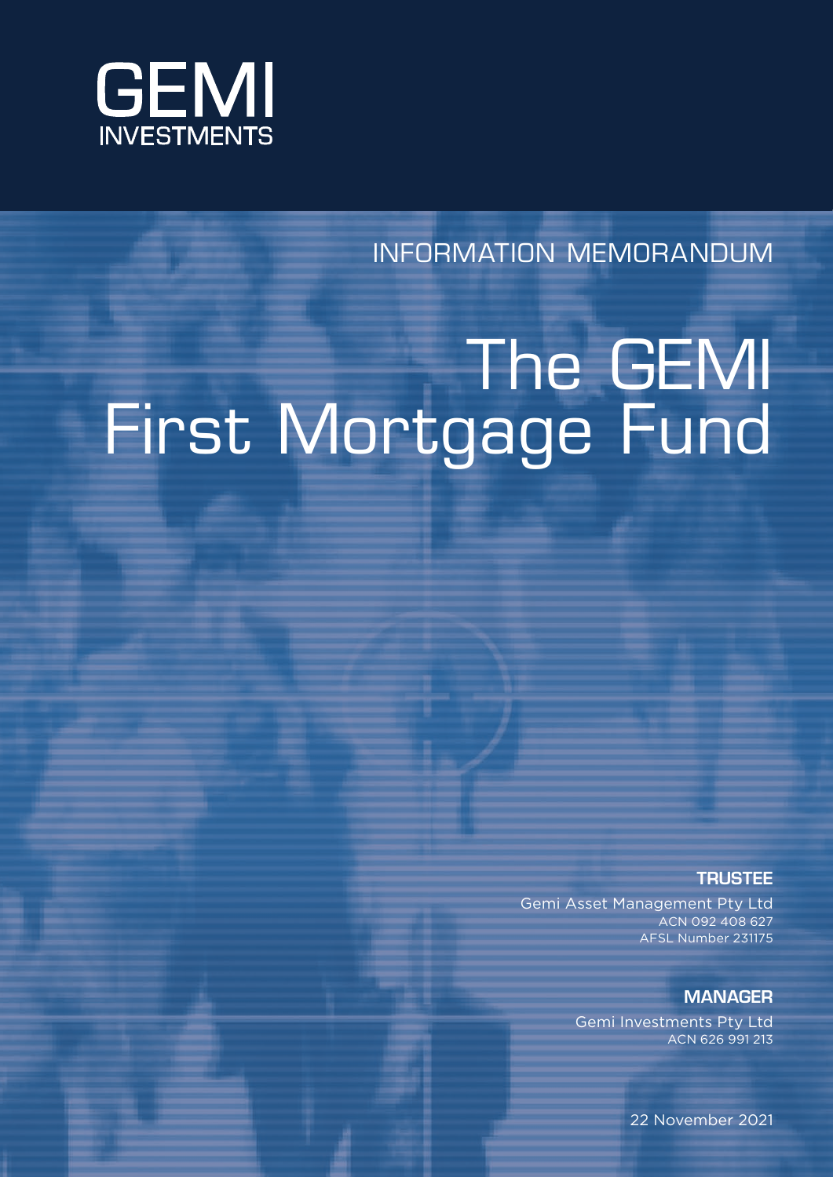GEMI
INVESTMENTS

INFORMATION MEMORANDUM

# The GEMI First Mortgage Fund

**TRUSTEE**

Gemi Asset Management Pty Ltd
ACN 092 408 627
AFSL Number 231175

**MANAGER**

Gemi Investments Pty Ltd
ACN 626 991 213

22 November 2021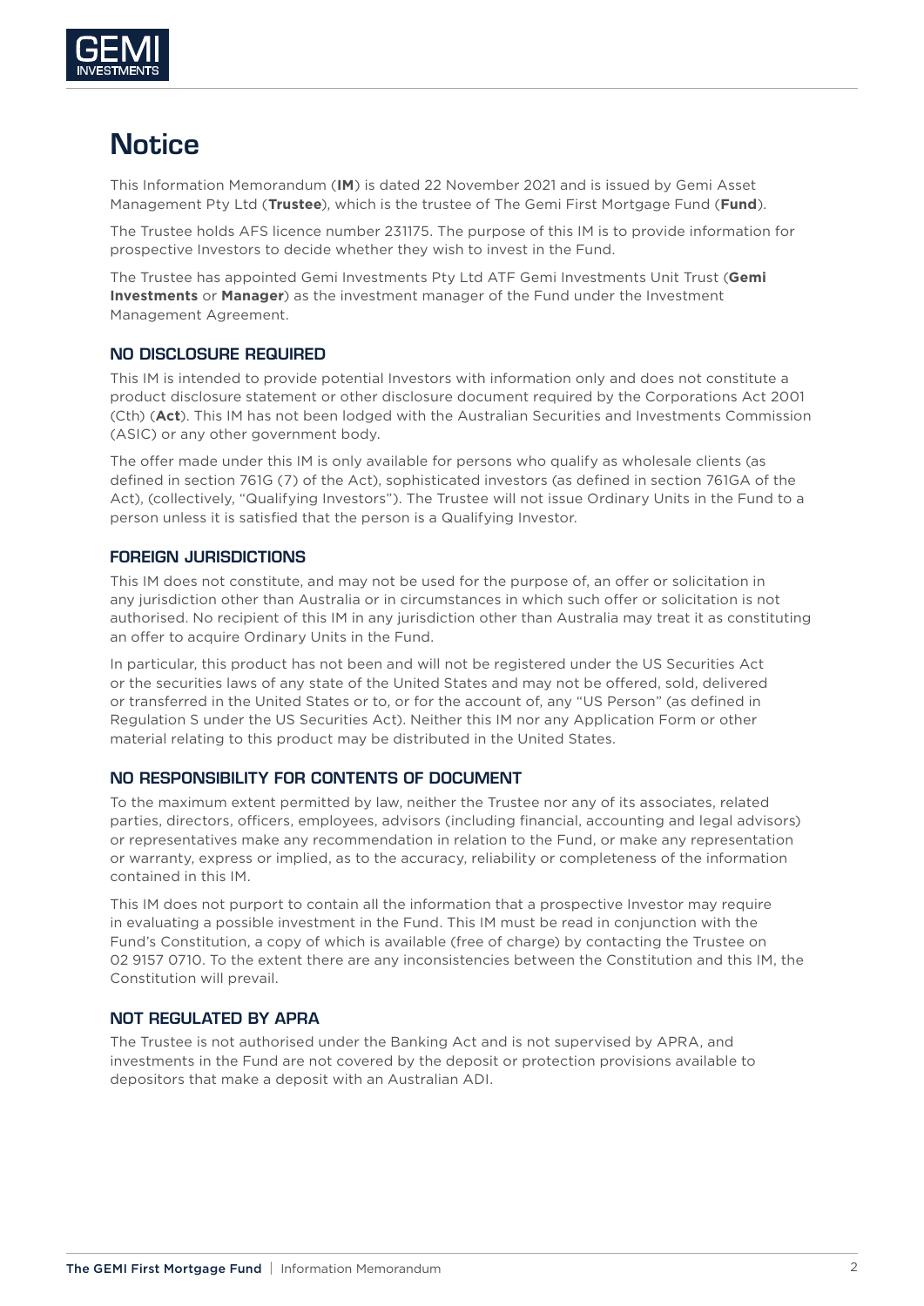# Notice

This Information Memorandum (**IM**) is dated 22 November 2021 and is issued by Gemi Asset Management Pty Ltd (**Trustee**), which is the trustee of The Gemi First Mortgage Fund (**Fund**).

The Trustee holds AFS licence number 231175. The purpose of this IM is to provide information for prospective Investors to decide whether they wish to invest in the Fund.

The Trustee has appointed Gemi Investments Pty Ltd ATF Gemi Investments Unit Trust (**Gemi Investments** or **Manager**) as the investment manager of the Fund under the Investment Management Agreement.

## NO DISCLOSURE REQUIRED

This IM is intended to provide potential Investors with information only and does not constitute a product disclosure statement or other disclosure document required by the Corporations Act 2001 (Cth) (**Act**). This IM has not been lodged with the Australian Securities and Investments Commission (ASIC) or any other government body.

The offer made under this IM is only available for persons who qualify as wholesale clients (as defined in section 761G (7) of the Act), sophisticated investors (as defined in section 761GA of the Act), (collectively, "Qualifying Investors"). The Trustee will not issue Ordinary Units in the Fund to a person unless it is satisfied that the person is a Qualifying Investor.

## FOREIGN JURISDICTIONS

This IM does not constitute, and may not be used for the purpose of, an offer or solicitation in any jurisdiction other than Australia or in circumstances in which such offer or solicitation is not authorised. No recipient of this IM in any jurisdiction other than Australia may treat it as constituting an offer to acquire Ordinary Units in the Fund.

In particular, this product has not been and will not be registered under the US Securities Act or the securities laws of any state of the United States and may not be offered, sold, delivered or transferred in the United States or to, or for the account of, any "US Person" (as defined in Regulation S under the US Securities Act). Neither this IM nor any Application Form or other material relating to this product may be distributed in the United States.

## NO RESPONSIBILITY FOR CONTENTS OF DOCUMENT

To the maximum extent permitted by law, neither the Trustee nor any of its associates, related parties, directors, officers, employees, advisors (including financial, accounting and legal advisors) or representatives make any recommendation in relation to the Fund, or make any representation or warranty, express or implied, as to the accuracy, reliability or completeness of the information contained in this IM.

This IM does not purport to contain all the information that a prospective Investor may require in evaluating a possible investment in the Fund. This IM must be read in conjunction with the Fund's Constitution, a copy of which is available (free of charge) by contacting the Trustee on 02 9157 0710. To the extent there are any inconsistencies between the Constitution and this IM, the Constitution will prevail.

## NOT REGULATED BY APRA

The Trustee is not authorised under the Banking Act and is not supervised by APRA, and investments in the Fund are not covered by the deposit or protection provisions available to depositors that make a deposit with an Australian ADI.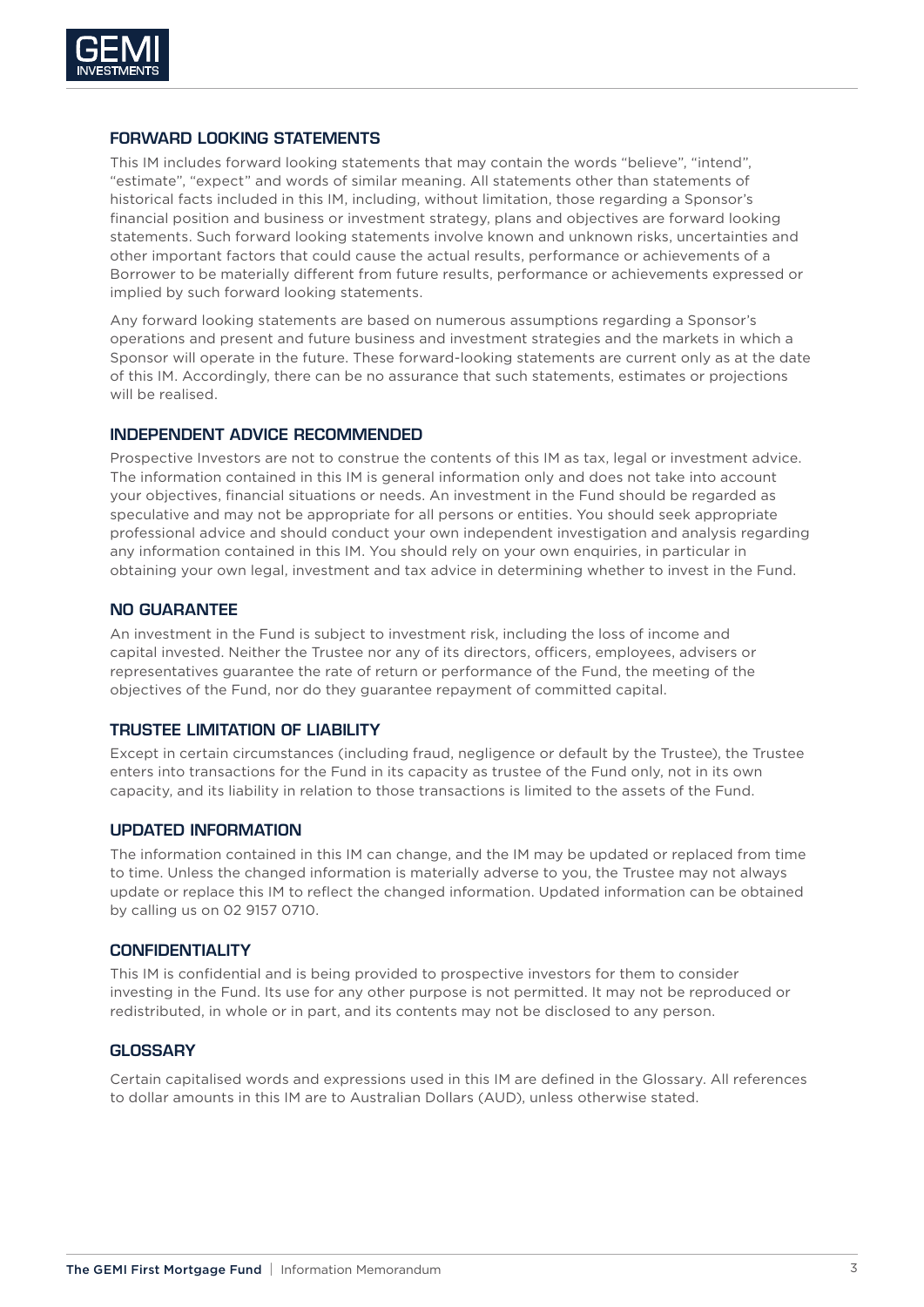## FORWARD LOOKING STATEMENTS

This IM includes forward looking statements that may contain the words "believe", "intend", "estimate", "expect" and words of similar meaning. All statements other than statements of historical facts included in this IM, including, without limitation, those regarding a Sponsor's financial position and business or investment strategy, plans and objectives are forward looking statements. Such forward looking statements involve known and unknown risks, uncertainties and other important factors that could cause the actual results, performance or achievements of a Borrower to be materially different from future results, performance or achievements expressed or implied by such forward looking statements.

Any forward looking statements are based on numerous assumptions regarding a Sponsor's operations and present and future business and investment strategies and the markets in which a Sponsor will operate in the future. These forward-looking statements are current only as at the date of this IM. Accordingly, there can be no assurance that such statements, estimates or projections will be realised.

## INDEPENDENT ADVICE RECOMMENDED

Prospective Investors are not to construe the contents of this IM as tax, legal or investment advice. The information contained in this IM is general information only and does not take into account your objectives, financial situations or needs. An investment in the Fund should be regarded as speculative and may not be appropriate for all persons or entities. You should seek appropriate professional advice and should conduct your own independent investigation and analysis regarding any information contained in this IM. You should rely on your own enquiries, in particular in obtaining your own legal, investment and tax advice in determining whether to invest in the Fund.

## NO GUARANTEE

An investment in the Fund is subject to investment risk, including the loss of income and capital invested. Neither the Trustee nor any of its directors, officers, employees, advisers or representatives guarantee the rate of return or performance of the Fund, the meeting of the objectives of the Fund, nor do they guarantee repayment of committed capital.

## TRUSTEE LIMITATION OF LIABILITY

Except in certain circumstances (including fraud, negligence or default by the Trustee), the Trustee enters into transactions for the Fund in its capacity as trustee of the Fund only, not in its own capacity, and its liability in relation to those transactions is limited to the assets of the Fund.

## UPDATED INFORMATION

The information contained in this IM can change, and the IM may be updated or replaced from time to time. Unless the changed information is materially adverse to you, the Trustee may not always update or replace this IM to reflect the changed information. Updated information can be obtained by calling us on 02 9157 0710.

## CONFIDENTIALITY

This IM is confidential and is being provided to prospective investors for them to consider investing in the Fund. Its use for any other purpose is not permitted. It may not be reproduced or redistributed, in whole or in part, and its contents may not be disclosed to any person.

## GLOSSARY

Certain capitalised words and expressions used in this IM are defined in the Glossary. All references to dollar amounts in this IM are to Australian Dollars (AUD), unless otherwise stated.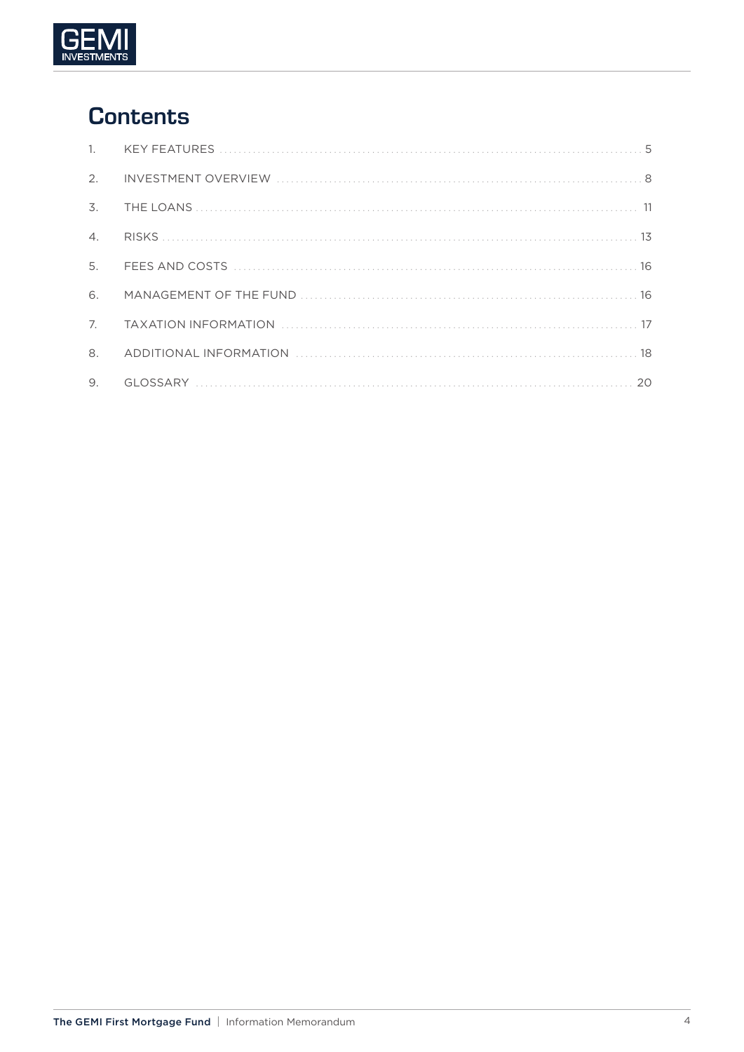# Contents

| | | |
|---|---|---|
| 1. | KEY FEATURES | 5 |
| 2. | INVESTMENT OVERVIEW | 8 |
| 3. | THE LOANS | 11 |
| 4. | RISKS | 13 |
| 5. | FEES AND COSTS | 16 |
| 6. | MANAGEMENT OF THE FUND | 16 |
| 7. | TAXATION INFORMATION | 17 |
| 8. | ADDITIONAL INFORMATION | 18 |
| 9. | GLOSSARY | 20 |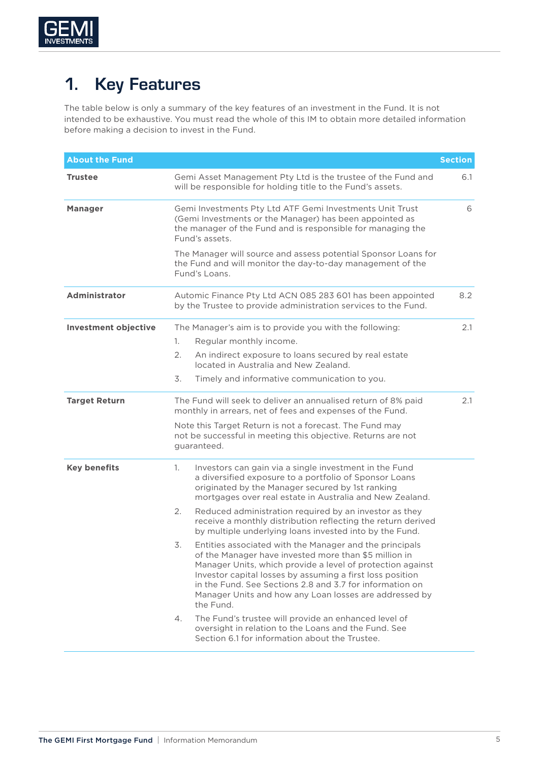# 1. Key Features

The table below is only a summary of the key features of an investment in the Fund. It is not intended to be exhaustive. You must read the whole of this IM to obtain more detailed information before making a decision to invest in the Fund.

| About the Fund | | Section |
|---|---|---|
| **Trustee** | Gemi Asset Management Pty Ltd is the trustee of the Fund and will be responsible for holding title to the Fund's assets. | 6.1 |
| **Manager** | Gemi Investments Pty Ltd ATF Gemi Investments Unit Trust (Gemi Investments or the Manager) has been appointed as the manager of the Fund and is responsible for managing the Fund's assets.<br><br>The Manager will source and assess potential Sponsor Loans for the Fund and will monitor the day-to-day management of the Fund's Loans. | 6 |
| **Administrator** | Automic Finance Pty Ltd ACN 085 283 601 has been appointed by the Trustee to provide administration services to the Fund. | 8.2 |
| **Investment objective** | The Manager's aim is to provide you with the following:<br>1. Regular monthly income.<br>2. An indirect exposure to loans secured by real estate located in Australia and New Zealand.<br>3. Timely and informative communication to you. | 2.1 |
| **Target Return** | The Fund will seek to deliver an annualised return of 8% paid monthly in arrears, net of fees and expenses of the Fund.<br><br>Note this Target Return is not a forecast. The Fund may not be successful in meeting this objective. Returns are not guaranteed. | 2.1 |
| **Key benefits** | 1. Investors can gain via a single investment in the Fund a diversified exposure to a portfolio of Sponsor Loans originated by the Manager secured by 1st ranking mortgages over real estate in Australia and New Zealand.<br>2. Reduced administration required by an investor as they receive a monthly distribution reflecting the return derived by multiple underlying loans invested into by the Fund.<br>3. Entities associated with the Manager and the principals of the Manager have invested more than $5 million in Manager Units, which provide a level of protection against Investor capital losses by assuming a first loss position in the Fund. See Sections 2.8 and 3.7 for information on Manager Units and how any Loan losses are addressed by the Fund.<br>4. The Fund's trustee will provide an enhanced level of oversight in relation to the Loans and the Fund. See Section 6.1 for information about the Trustee. | |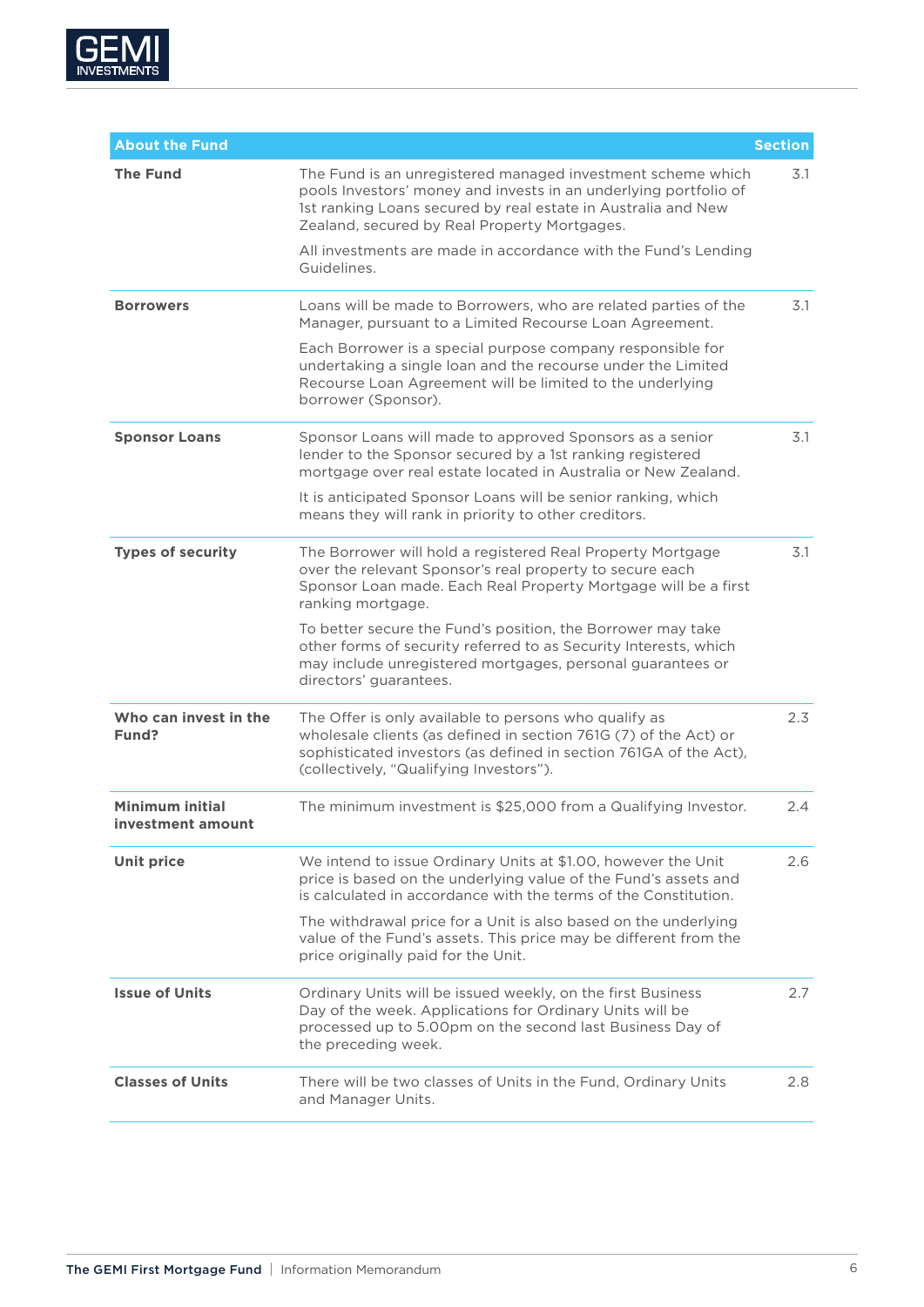| About the Fund | | Section |
|---|---|---|
| **The Fund** | The Fund is an unregistered managed investment scheme which pools Investors' money and invests in an underlying portfolio of 1st ranking Loans secured by real estate in Australia and New Zealand, secured by Real Property Mortgages.<br><br>All investments are made in accordance with the Fund's Lending Guidelines. | 3.1 |
| **Borrowers** | Loans will be made to Borrowers, who are related parties of the Manager, pursuant to a Limited Recourse Loan Agreement.<br><br>Each Borrower is a special purpose company responsible for undertaking a single loan and the recourse under the Limited Recourse Loan Agreement will be limited to the underlying borrower (Sponsor). | 3.1 |
| **Sponsor Loans** | Sponsor Loans will made to approved Sponsors as a senior lender to the Sponsor secured by a 1st ranking registered mortgage over real estate located in Australia or New Zealand.<br><br>It is anticipated Sponsor Loans will be senior ranking, which means they will rank in priority to other creditors. | 3.1 |
| **Types of security** | The Borrower will hold a registered Real Property Mortgage over the relevant Sponsor's real property to secure each Sponsor Loan made. Each Real Property Mortgage will be a first ranking mortgage.<br><br>To better secure the Fund's position, the Borrower may take other forms of security referred to as Security Interests, which may include unregistered mortgages, personal guarantees or directors' guarantees. | 3.1 |
| **Who can invest in the Fund?** | The Offer is only available to persons who qualify as wholesale clients (as defined in section 761G (7) of the Act) or sophisticated investors (as defined in section 761GA of the Act), (collectively, "Qualifying Investors"). | 2.3 |
| **Minimum initial investment amount** | The minimum investment is $25,000 from a Qualifying Investor. | 2.4 |
| **Unit price** | We intend to issue Ordinary Units at $1.00, however the Unit price is based on the underlying value of the Fund's assets and is calculated in accordance with the terms of the Constitution.<br><br>The withdrawal price for a Unit is also based on the underlying value of the Fund's assets. This price may be different from the price originally paid for the Unit. | 2.6 |
| **Issue of Units** | Ordinary Units will be issued weekly, on the first Business Day of the week. Applications for Ordinary Units will be processed up to 5.00pm on the second last Business Day of the preceding week. | 2.7 |
| **Classes of Units** | There will be two classes of Units in the Fund, Ordinary Units and Manager Units. | 2.8 |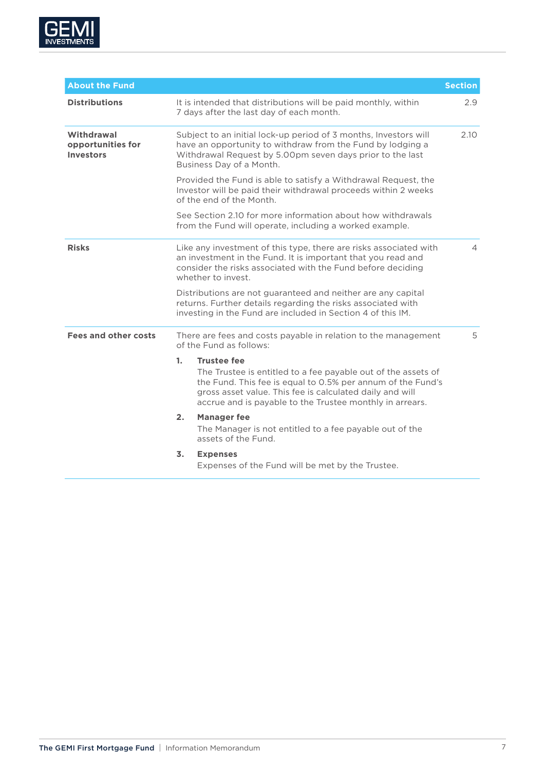| About the Fund | | Section |
|---|---|---|
| **Distributions** | It is intended that distributions will be paid monthly, within 7 days after the last day of each month. | 2.9 |
| **Withdrawal opportunities for Investors** | Subject to an initial lock-up period of 3 months, Investors will have an opportunity to withdraw from the Fund by lodging a Withdrawal Request by 5.00pm seven days prior to the last Business Day of a Month.<br><br>Provided the Fund is able to satisfy a Withdrawal Request, the Investor will be paid their withdrawal proceeds within 2 weeks of the end of the Month.<br><br>See Section 2.10 for more information about how withdrawals from the Fund will operate, including a worked example. | 2.10 |
| **Risks** | Like any investment of this type, there are risks associated with an investment in the Fund. It is important that you read and consider the risks associated with the Fund before deciding whether to invest.<br><br>Distributions are not guaranteed and neither are any capital returns. Further details regarding the risks associated with investing in the Fund are included in Section 4 of this IM. | 4 |
| **Fees and other costs** | There are fees and costs payable in relation to the management of the Fund as follows:<br><br>**1. Trustee fee**<br>The Trustee is entitled to a fee payable out of the assets of the Fund. This fee is equal to 0.5% per annum of the Fund's gross asset value. This fee is calculated daily and will accrue and is payable to the Trustee monthly in arrears.<br><br>**2. Manager fee**<br>The Manager is not entitled to a fee payable out of the assets of the Fund.<br><br>**3. Expenses**<br>Expenses of the Fund will be met by the Trustee. | 5 |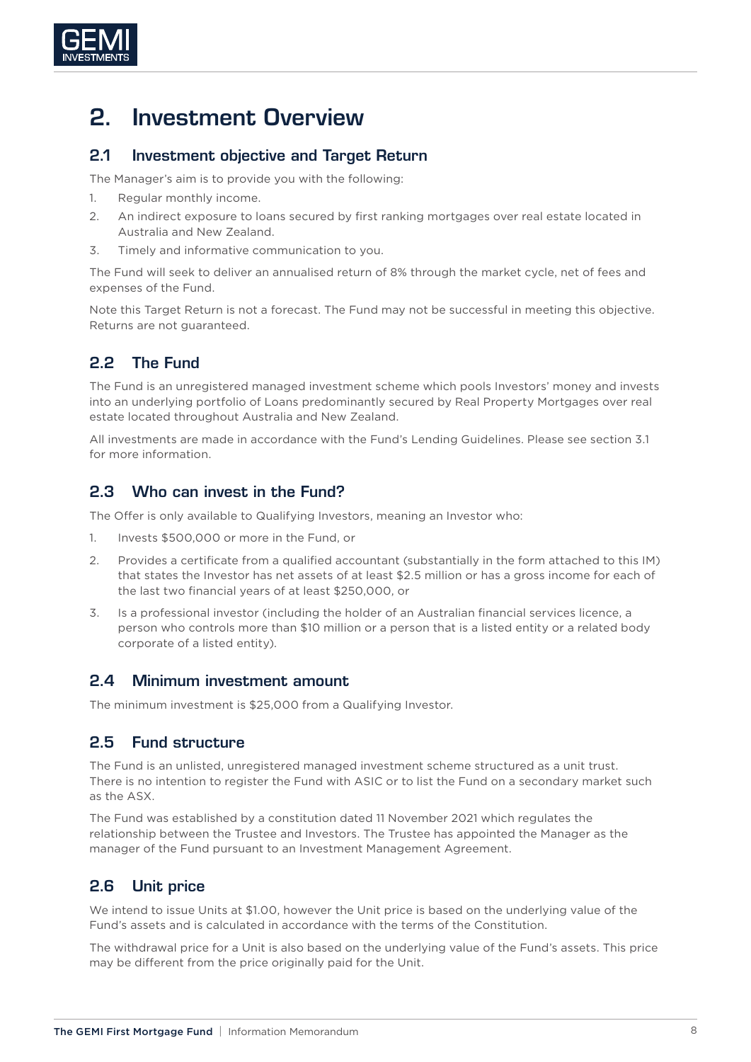# 2. Investment Overview

## 2.1 Investment objective and Target Return

The Manager's aim is to provide you with the following:

1. Regular monthly income.
2. An indirect exposure to loans secured by first ranking mortgages over real estate located in Australia and New Zealand.
3. Timely and informative communication to you.

The Fund will seek to deliver an annualised return of 8% through the market cycle, net of fees and expenses of the Fund.

Note this Target Return is not a forecast. The Fund may not be successful in meeting this objective. Returns are not guaranteed.

## 2.2 The Fund

The Fund is an unregistered managed investment scheme which pools Investors' money and invests into an underlying portfolio of Loans predominantly secured by Real Property Mortgages over real estate located throughout Australia and New Zealand.

All investments are made in accordance with the Fund's Lending Guidelines. Please see section 3.1 for more information.

## 2.3 Who can invest in the Fund?

The Offer is only available to Qualifying Investors, meaning an Investor who:

1. Invests $500,000 or more in the Fund, or
2. Provides a certificate from a qualified accountant (substantially in the form attached to this IM) that states the Investor has net assets of at least $2.5 million or has a gross income for each of the last two financial years of at least $250,000, or
3. Is a professional investor (including the holder of an Australian financial services licence, a person who controls more than $10 million or a person that is a listed entity or a related body corporate of a listed entity).

## 2.4 Minimum investment amount

The minimum investment is $25,000 from a Qualifying Investor.

## 2.5 Fund structure

The Fund is an unlisted, unregistered managed investment scheme structured as a unit trust. There is no intention to register the Fund with ASIC or to list the Fund on a secondary market such as the ASX.

The Fund was established by a constitution dated 11 November 2021 which regulates the relationship between the Trustee and Investors. The Trustee has appointed the Manager as the manager of the Fund pursuant to an Investment Management Agreement.

## 2.6 Unit price

We intend to issue Units at $1.00, however the Unit price is based on the underlying value of the Fund's assets and is calculated in accordance with the terms of the Constitution.

The withdrawal price for a Unit is also based on the underlying value of the Fund's assets. This price may be different from the price originally paid for the Unit.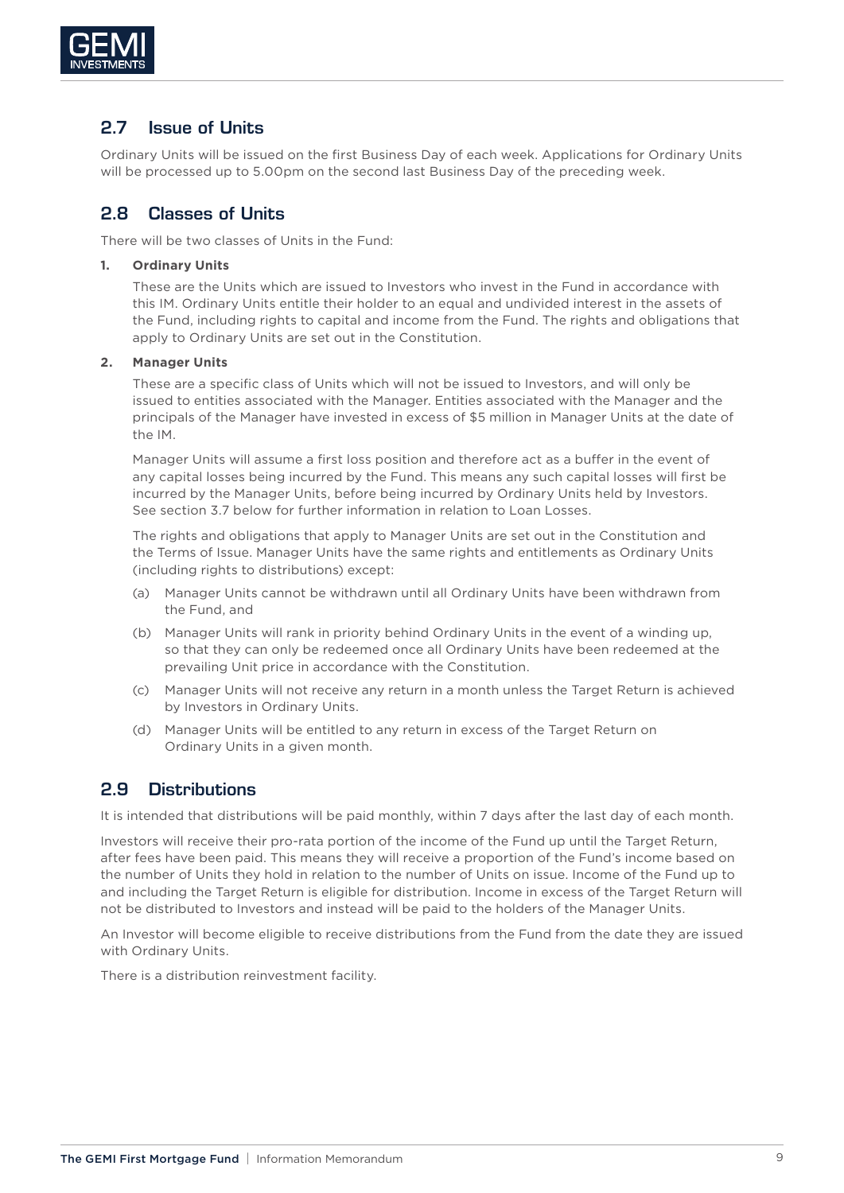## 2.7 Issue of Units

Ordinary Units will be issued on the first Business Day of each week. Applications for Ordinary Units will be processed up to 5.00pm on the second last Business Day of the preceding week.

## 2.8 Classes of Units

There will be two classes of Units in the Fund:

**1. Ordinary Units**

These are the Units which are issued to Investors who invest in the Fund in accordance with this IM. Ordinary Units entitle their holder to an equal and undivided interest in the assets of the Fund, including rights to capital and income from the Fund. The rights and obligations that apply to Ordinary Units are set out in the Constitution.

**2. Manager Units**

These are a specific class of Units which will not be issued to Investors, and will only be issued to entities associated with the Manager. Entities associated with the Manager and the principals of the Manager have invested in excess of $5 million in Manager Units at the date of the IM.

Manager Units will assume a first loss position and therefore act as a buffer in the event of any capital losses being incurred by the Fund. This means any such capital losses will first be incurred by the Manager Units, before being incurred by Ordinary Units held by Investors. See section 3.7 below for further information in relation to Loan Losses.

The rights and obligations that apply to Manager Units are set out in the Constitution and the Terms of Issue. Manager Units have the same rights and entitlements as Ordinary Units (including rights to distributions) except:

(a) Manager Units cannot be withdrawn until all Ordinary Units have been withdrawn from the Fund, and

(b) Manager Units will rank in priority behind Ordinary Units in the event of a winding up, so that they can only be redeemed once all Ordinary Units have been redeemed at the prevailing Unit price in accordance with the Constitution.

(c) Manager Units will not receive any return in a month unless the Target Return is achieved by Investors in Ordinary Units.

(d) Manager Units will be entitled to any return in excess of the Target Return on Ordinary Units in a given month.

## 2.9 Distributions

It is intended that distributions will be paid monthly, within 7 days after the last day of each month.

Investors will receive their pro-rata portion of the income of the Fund up until the Target Return, after fees have been paid. This means they will receive a proportion of the Fund's income based on the number of Units they hold in relation to the number of Units on issue. Income of the Fund up to and including the Target Return is eligible for distribution. Income in excess of the Target Return will not be distributed to Investors and instead will be paid to the holders of the Manager Units.

An Investor will become eligible to receive distributions from the Fund from the date they are issued with Ordinary Units.

There is a distribution reinvestment facility.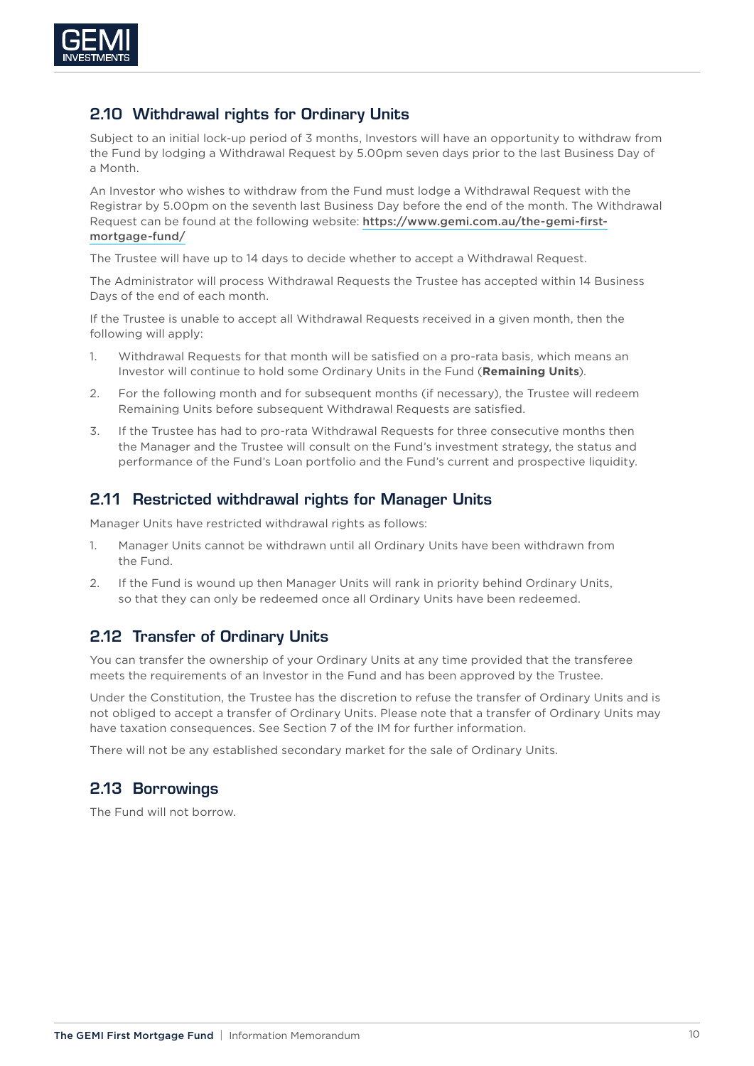## 2.10 Withdrawal rights for Ordinary Units

Subject to an initial lock-up period of 3 months, Investors will have an opportunity to withdraw from the Fund by lodging a Withdrawal Request by 5.00pm seven days prior to the last Business Day of a Month.

An Investor who wishes to withdraw from the Fund must lodge a Withdrawal Request with the Registrar by 5.00pm on the seventh last Business Day before the end of the month. The Withdrawal Request can be found at the following website: https://www.gemi.com.au/the-gemi-first-mortgage-fund/

The Trustee will have up to 14 days to decide whether to accept a Withdrawal Request.

The Administrator will process Withdrawal Requests the Trustee has accepted within 14 Business Days of the end of each month.

If the Trustee is unable to accept all Withdrawal Requests received in a given month, then the following will apply:

1. Withdrawal Requests for that month will be satisfied on a pro-rata basis, which means an Investor will continue to hold some Ordinary Units in the Fund (**Remaining Units**).
2. For the following month and for subsequent months (if necessary), the Trustee will redeem Remaining Units before subsequent Withdrawal Requests are satisfied.
3. If the Trustee has had to pro-rata Withdrawal Requests for three consecutive months then the Manager and the Trustee will consult on the Fund's investment strategy, the status and performance of the Fund's Loan portfolio and the Fund's current and prospective liquidity.

## 2.11 Restricted withdrawal rights for Manager Units

Manager Units have restricted withdrawal rights as follows:

1. Manager Units cannot be withdrawn until all Ordinary Units have been withdrawn from the Fund.
2. If the Fund is wound up then Manager Units will rank in priority behind Ordinary Units, so that they can only be redeemed once all Ordinary Units have been redeemed.

## 2.12 Transfer of Ordinary Units

You can transfer the ownership of your Ordinary Units at any time provided that the transferee meets the requirements of an Investor in the Fund and has been approved by the Trustee.

Under the Constitution, the Trustee has the discretion to refuse the transfer of Ordinary Units and is not obliged to accept a transfer of Ordinary Units. Please note that a transfer of Ordinary Units may have taxation consequences. See Section 7 of the IM for further information.

There will not be any established secondary market for the sale of Ordinary Units.

## 2.13 Borrowings

The Fund will not borrow.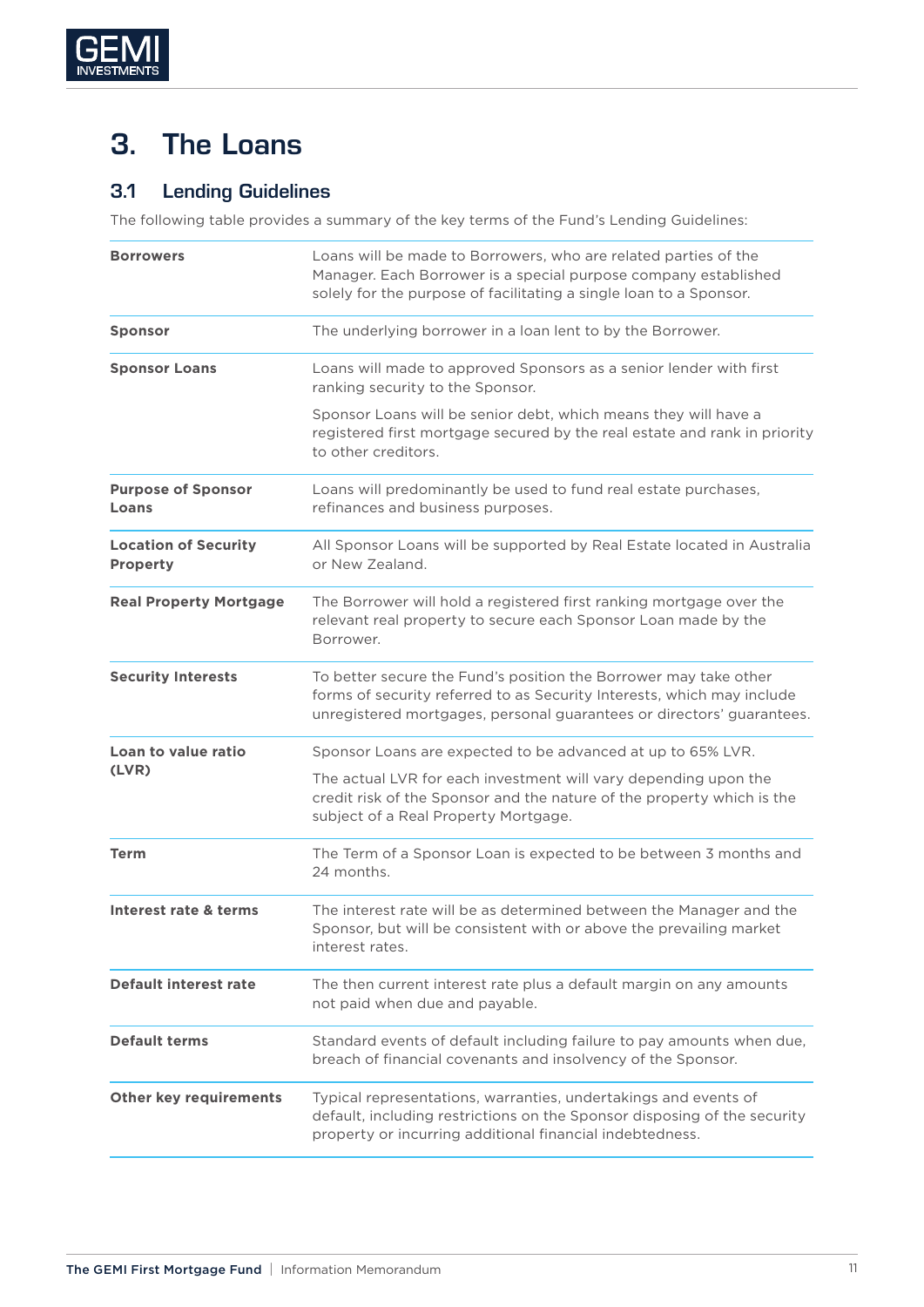# 3. The Loans

## 3.1 Lending Guidelines

The following table provides a summary of the key terms of the Fund's Lending Guidelines:

| | |
|---|---|
| **Borrowers** | Loans will be made to Borrowers, who are related parties of the Manager. Each Borrower is a special purpose company established solely for the purpose of facilitating a single loan to a Sponsor. |
| **Sponsor** | The underlying borrower in a loan lent to by the Borrower. |
| **Sponsor Loans** | Loans will made to approved Sponsors as a senior lender with first ranking security to the Sponsor.<br><br>Sponsor Loans will be senior debt, which means they will have a registered first mortgage secured by the real estate and rank in priority to other creditors. |
| **Purpose of Sponsor Loans** | Loans will predominantly be used to fund real estate purchases, refinances and business purposes. |
| **Location of Security Property** | All Sponsor Loans will be supported by Real Estate located in Australia or New Zealand. |
| **Real Property Mortgage** | The Borrower will hold a registered first ranking mortgage over the relevant real property to secure each Sponsor Loan made by the Borrower. |
| **Security Interests** | To better secure the Fund's position the Borrower may take other forms of security referred to as Security Interests, which may include unregistered mortgages, personal guarantees or directors' guarantees. |
| **Loan to value ratio (LVR)** | Sponsor Loans are expected to be advanced at up to 65% LVR.<br><br>The actual LVR for each investment will vary depending upon the credit risk of the Sponsor and the nature of the property which is the subject of a Real Property Mortgage. |
| **Term** | The Term of a Sponsor Loan is expected to be between 3 months and 24 months. |
| **Interest rate & terms** | The interest rate will be as determined between the Manager and the Sponsor, but will be consistent with or above the prevailing market interest rates. |
| **Default interest rate** | The then current interest rate plus a default margin on any amounts not paid when due and payable. |
| **Default terms** | Standard events of default including failure to pay amounts when due, breach of financial covenants and insolvency of the Sponsor. |
| **Other key requirements** | Typical representations, warranties, undertakings and events of default, including restrictions on the Sponsor disposing of the security property or incurring additional financial indebtedness. |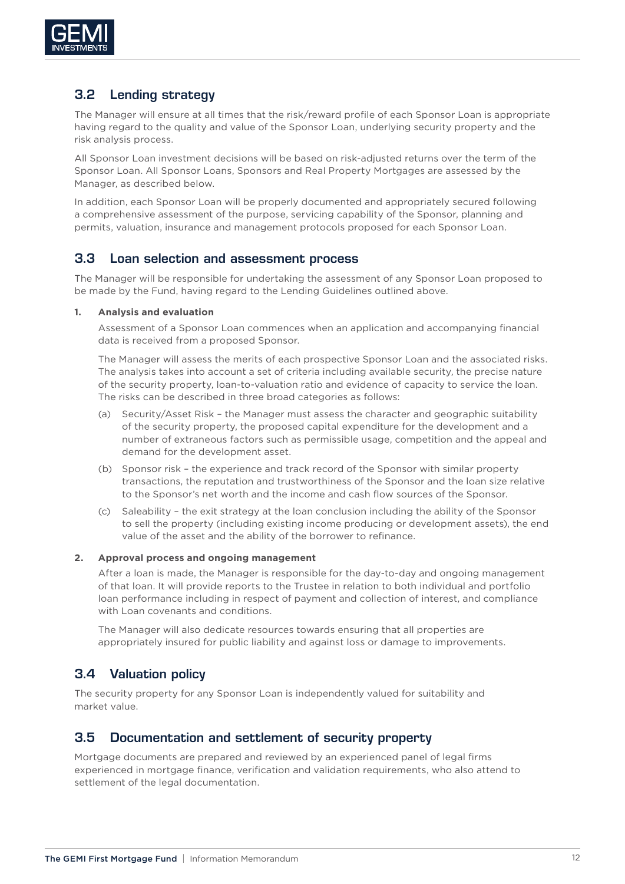## 3.2 Lending strategy

The Manager will ensure at all times that the risk/reward profile of each Sponsor Loan is appropriate having regard to the quality and value of the Sponsor Loan, underlying security property and the risk analysis process.

All Sponsor Loan investment decisions will be based on risk-adjusted returns over the term of the Sponsor Loan. All Sponsor Loans, Sponsors and Real Property Mortgages are assessed by the Manager, as described below.

In addition, each Sponsor Loan will be properly documented and appropriately secured following a comprehensive assessment of the purpose, servicing capability of the Sponsor, planning and permits, valuation, insurance and management protocols proposed for each Sponsor Loan.

## 3.3 Loan selection and assessment process

The Manager will be responsible for undertaking the assessment of any Sponsor Loan proposed to be made by the Fund, having regard to the Lending Guidelines outlined above.

**1. Analysis and evaluation**

Assessment of a Sponsor Loan commences when an application and accompanying financial data is received from a proposed Sponsor.

The Manager will assess the merits of each prospective Sponsor Loan and the associated risks. The analysis takes into account a set of criteria including available security, the precise nature of the security property, loan-to-valuation ratio and evidence of capacity to service the loan. The risks can be described in three broad categories as follows:

(a) Security/Asset Risk – the Manager must assess the character and geographic suitability of the security property, the proposed capital expenditure for the development and a number of extraneous factors such as permissible usage, competition and the appeal and demand for the development asset.

(b) Sponsor risk – the experience and track record of the Sponsor with similar property transactions, the reputation and trustworthiness of the Sponsor and the loan size relative to the Sponsor's net worth and the income and cash flow sources of the Sponsor.

(c) Saleability – the exit strategy at the loan conclusion including the ability of the Sponsor to sell the property (including existing income producing or development assets), the end value of the asset and the ability of the borrower to refinance.

**2. Approval process and ongoing management**

After a loan is made, the Manager is responsible for the day-to-day and ongoing management of that loan. It will provide reports to the Trustee in relation to both individual and portfolio loan performance including in respect of payment and collection of interest, and compliance with Loan covenants and conditions.

The Manager will also dedicate resources towards ensuring that all properties are appropriately insured for public liability and against loss or damage to improvements.

## 3.4 Valuation policy

The security property for any Sponsor Loan is independently valued for suitability and market value.

## 3.5 Documentation and settlement of security property

Mortgage documents are prepared and reviewed by an experienced panel of legal firms experienced in mortgage finance, verification and validation requirements, who also attend to settlement of the legal documentation.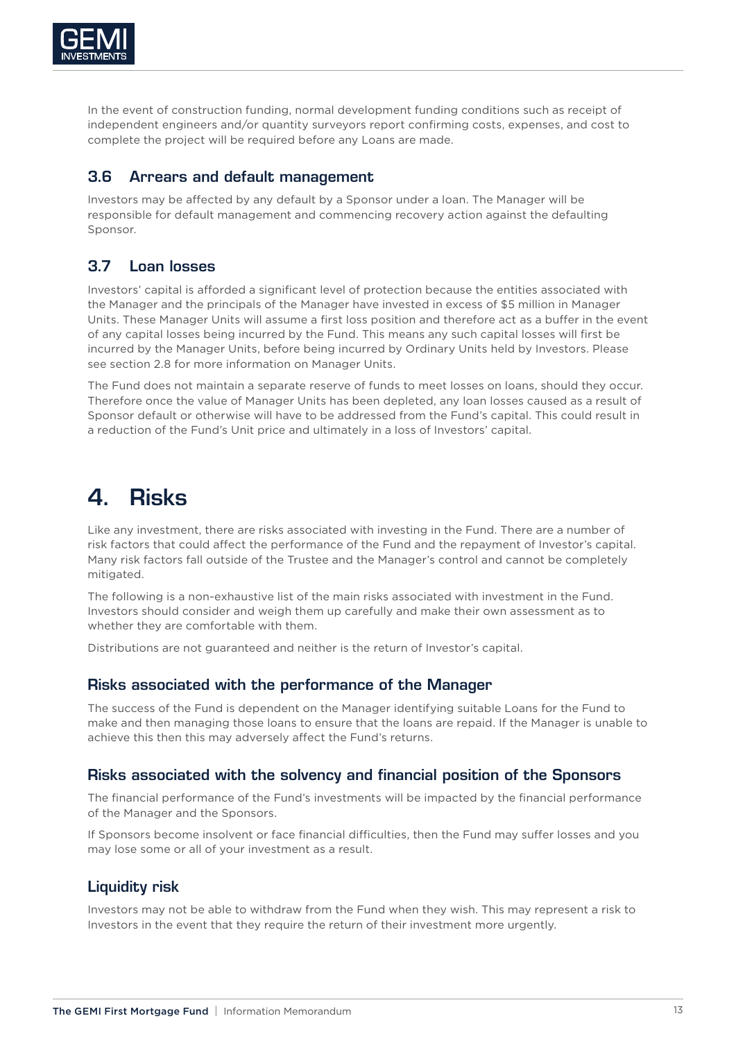In the event of construction funding, normal development funding conditions such as receipt of independent engineers and/or quantity surveyors report confirming costs, expenses, and cost to complete the project will be required before any Loans are made.

## 3.6 Arrears and default management

Investors may be affected by any default by a Sponsor under a loan. The Manager will be responsible for default management and commencing recovery action against the defaulting Sponsor.

## 3.7 Loan losses

Investors' capital is afforded a significant level of protection because the entities associated with the Manager and the principals of the Manager have invested in excess of $5 million in Manager Units. These Manager Units will assume a first loss position and therefore act as a buffer in the event of any capital losses being incurred by the Fund. This means any such capital losses will first be incurred by the Manager Units, before being incurred by Ordinary Units held by Investors. Please see section 2.8 for more information on Manager Units.

The Fund does not maintain a separate reserve of funds to meet losses on loans, should they occur. Therefore once the value of Manager Units has been depleted, any loan losses caused as a result of Sponsor default or otherwise will have to be addressed from the Fund's capital. This could result in a reduction of the Fund's Unit price and ultimately in a loss of Investors' capital.

# 4. Risks

Like any investment, there are risks associated with investing in the Fund. There are a number of risk factors that could affect the performance of the Fund and the repayment of Investor's capital. Many risk factors fall outside of the Trustee and the Manager's control and cannot be completely mitigated.

The following is a non-exhaustive list of the main risks associated with investment in the Fund. Investors should consider and weigh them up carefully and make their own assessment as to whether they are comfortable with them.

Distributions are not guaranteed and neither is the return of Investor's capital.

### Risks associated with the performance of the Manager

The success of the Fund is dependent on the Manager identifying suitable Loans for the Fund to make and then managing those loans to ensure that the loans are repaid. If the Manager is unable to achieve this then this may adversely affect the Fund's returns.

### Risks associated with the solvency and financial position of the Sponsors

The financial performance of the Fund's investments will be impacted by the financial performance of the Manager and the Sponsors.

If Sponsors become insolvent or face financial difficulties, then the Fund may suffer losses and you may lose some or all of your investment as a result.

### Liquidity risk

Investors may not be able to withdraw from the Fund when they wish. This may represent a risk to Investors in the event that they require the return of their investment more urgently.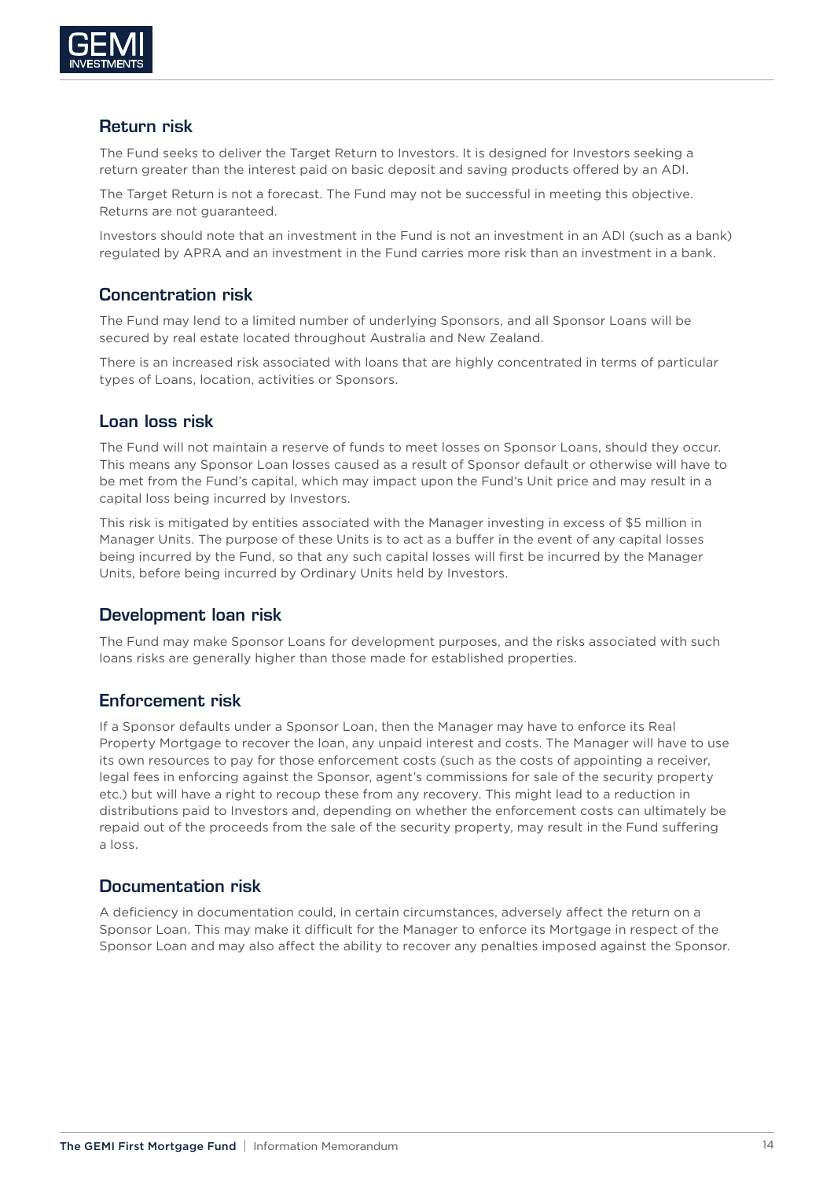## Return risk

The Fund seeks to deliver the Target Return to Investors. It is designed for Investors seeking a return greater than the interest paid on basic deposit and saving products offered by an ADI.

The Target Return is not a forecast. The Fund may not be successful in meeting this objective. Returns are not guaranteed.

Investors should note that an investment in the Fund is not an investment in an ADI (such as a bank) regulated by APRA and an investment in the Fund carries more risk than an investment in a bank.

## Concentration risk

The Fund may lend to a limited number of underlying Sponsors, and all Sponsor Loans will be secured by real estate located throughout Australia and New Zealand.

There is an increased risk associated with loans that are highly concentrated in terms of particular types of Loans, location, activities or Sponsors.

## Loan loss risk

The Fund will not maintain a reserve of funds to meet losses on Sponsor Loans, should they occur. This means any Sponsor Loan losses caused as a result of Sponsor default or otherwise will have to be met from the Fund's capital, which may impact upon the Fund's Unit price and may result in a capital loss being incurred by Investors.

This risk is mitigated by entities associated with the Manager investing in excess of $5 million in Manager Units. The purpose of these Units is to act as a buffer in the event of any capital losses being incurred by the Fund, so that any such capital losses will first be incurred by the Manager Units, before being incurred by Ordinary Units held by Investors.

## Development loan risk

The Fund may make Sponsor Loans for development purposes, and the risks associated with such loans risks are generally higher than those made for established properties.

## Enforcement risk

If a Sponsor defaults under a Sponsor Loan, then the Manager may have to enforce its Real Property Mortgage to recover the loan, any unpaid interest and costs. The Manager will have to use its own resources to pay for those enforcement costs (such as the costs of appointing a receiver, legal fees in enforcing against the Sponsor, agent's commissions for sale of the security property etc.) but will have a right to recoup these from any recovery. This might lead to a reduction in distributions paid to Investors and, depending on whether the enforcement costs can ultimately be repaid out of the proceeds from the sale of the security property, may result in the Fund suffering a loss.

## Documentation risk

A deficiency in documentation could, in certain circumstances, adversely affect the return on a Sponsor Loan. This may make it difficult for the Manager to enforce its Mortgage in respect of the Sponsor Loan and may also affect the ability to recover any penalties imposed against the Sponsor.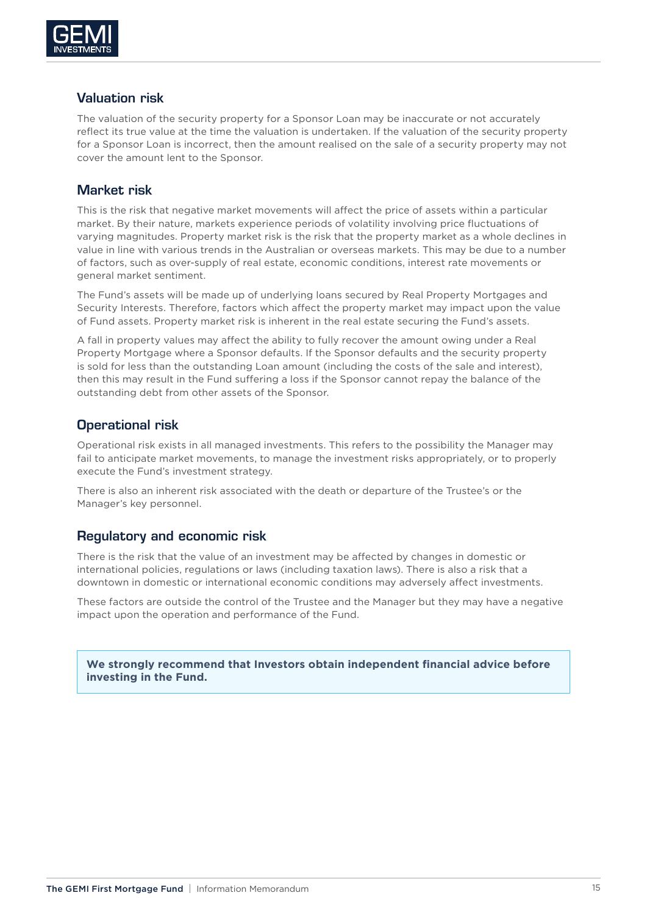## Valuation risk

The valuation of the security property for a Sponsor Loan may be inaccurate or not accurately reflect its true value at the time the valuation is undertaken. If the valuation of the security property for a Sponsor Loan is incorrect, then the amount realised on the sale of a security property may not cover the amount lent to the Sponsor.

## Market risk

This is the risk that negative market movements will affect the price of assets within a particular market. By their nature, markets experience periods of volatility involving price fluctuations of varying magnitudes. Property market risk is the risk that the property market as a whole declines in value in line with various trends in the Australian or overseas markets. This may be due to a number of factors, such as over-supply of real estate, economic conditions, interest rate movements or general market sentiment.

The Fund's assets will be made up of underlying loans secured by Real Property Mortgages and Security Interests. Therefore, factors which affect the property market may impact upon the value of Fund assets. Property market risk is inherent in the real estate securing the Fund's assets.

A fall in property values may affect the ability to fully recover the amount owing under a Real Property Mortgage where a Sponsor defaults. If the Sponsor defaults and the security property is sold for less than the outstanding Loan amount (including the costs of the sale and interest), then this may result in the Fund suffering a loss if the Sponsor cannot repay the balance of the outstanding debt from other assets of the Sponsor.

## Operational risk

Operational risk exists in all managed investments. This refers to the possibility the Manager may fail to anticipate market movements, to manage the investment risks appropriately, or to properly execute the Fund's investment strategy.

There is also an inherent risk associated with the death or departure of the Trustee's or the Manager's key personnel.

## Regulatory and economic risk

There is the risk that the value of an investment may be affected by changes in domestic or international policies, regulations or laws (including taxation laws). There is also a risk that a downtown in domestic or international economic conditions may adversely affect investments.

These factors are outside the control of the Trustee and the Manager but they may have a negative impact upon the operation and performance of the Fund.

**We strongly recommend that Investors obtain independent financial advice before investing in the Fund.**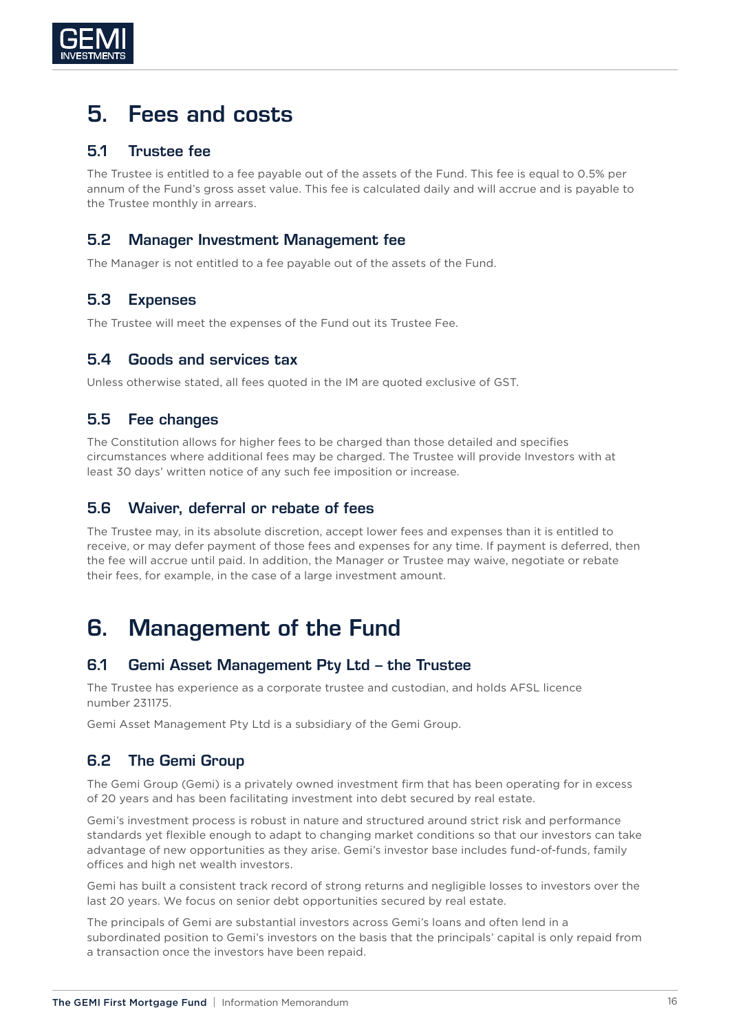# 5. Fees and costs

## 5.1 Trustee fee

The Trustee is entitled to a fee payable out of the assets of the Fund. This fee is equal to 0.5% per annum of the Fund's gross asset value. This fee is calculated daily and will accrue and is payable to the Trustee monthly in arrears.

## 5.2 Manager Investment Management fee

The Manager is not entitled to a fee payable out of the assets of the Fund.

## 5.3 Expenses

The Trustee will meet the expenses of the Fund out its Trustee Fee.

## 5.4 Goods and services tax

Unless otherwise stated, all fees quoted in the IM are quoted exclusive of GST.

## 5.5 Fee changes

The Constitution allows for higher fees to be charged than those detailed and specifies circumstances where additional fees may be charged. The Trustee will provide Investors with at least 30 days' written notice of any such fee imposition or increase.

## 5.6 Waiver, deferral or rebate of fees

The Trustee may, in its absolute discretion, accept lower fees and expenses than it is entitled to receive, or may defer payment of those fees and expenses for any time. If payment is deferred, then the fee will accrue until paid. In addition, the Manager or Trustee may waive, negotiate or rebate their fees, for example, in the case of a large investment amount.

# 6. Management of the Fund

## 6.1 Gemi Asset Management Pty Ltd – the Trustee

The Trustee has experience as a corporate trustee and custodian, and holds AFSL licence number 231175.

Gemi Asset Management Pty Ltd is a subsidiary of the Gemi Group.

## 6.2 The Gemi Group

The Gemi Group (Gemi) is a privately owned investment firm that has been operating for in excess of 20 years and has been facilitating investment into debt secured by real estate.

Gemi's investment process is robust in nature and structured around strict risk and performance standards yet flexible enough to adapt to changing market conditions so that our investors can take advantage of new opportunities as they arise. Gemi's investor base includes fund-of-funds, family offices and high net wealth investors.

Gemi has built a consistent track record of strong returns and negligible losses to investors over the last 20 years. We focus on senior debt opportunities secured by real estate.

The principals of Gemi are substantial investors across Gemi's loans and often lend in a subordinated position to Gemi's investors on the basis that the principals' capital is only repaid from a transaction once the investors have been repaid.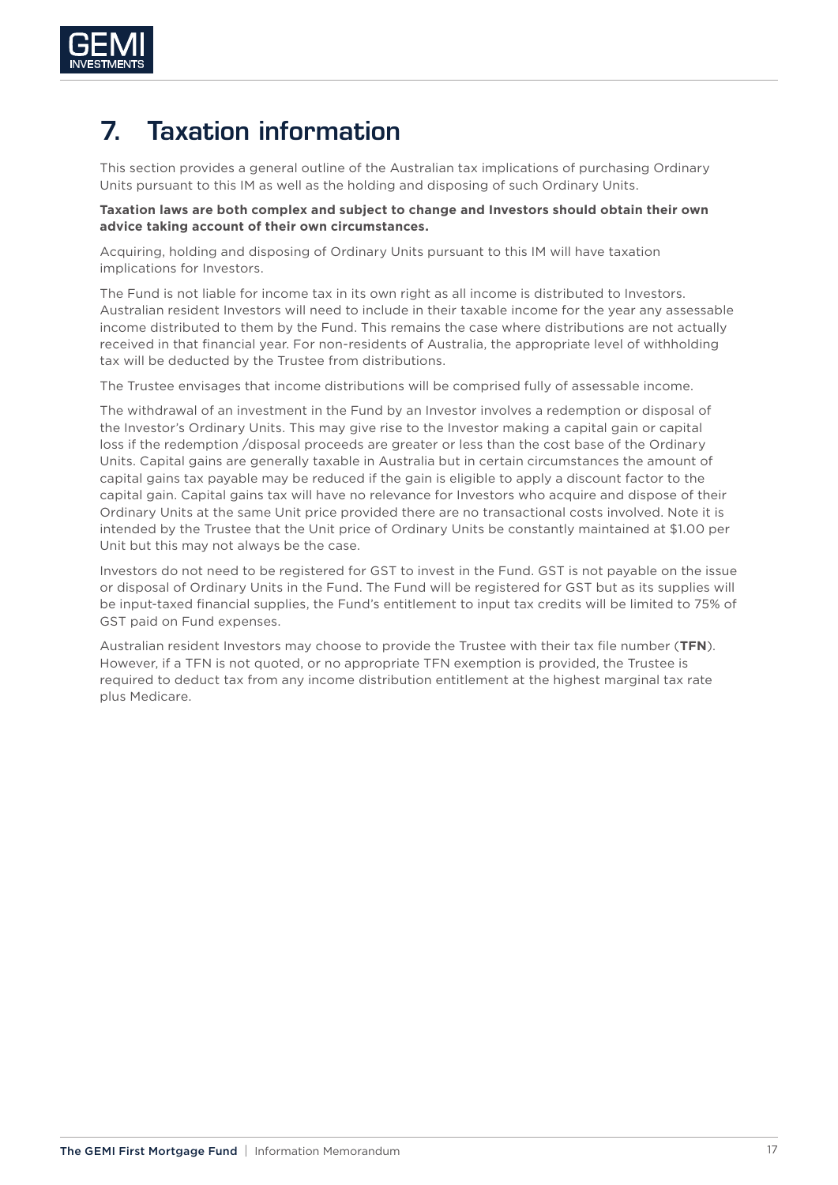# 7. Taxation information

This section provides a general outline of the Australian tax implications of purchasing Ordinary Units pursuant to this IM as well as the holding and disposing of such Ordinary Units.

**Taxation laws are both complex and subject to change and Investors should obtain their own advice taking account of their own circumstances.**

Acquiring, holding and disposing of Ordinary Units pursuant to this IM will have taxation implications for Investors.

The Fund is not liable for income tax in its own right as all income is distributed to Investors. Australian resident Investors will need to include in their taxable income for the year any assessable income distributed to them by the Fund. This remains the case where distributions are not actually received in that financial year. For non-residents of Australia, the appropriate level of withholding tax will be deducted by the Trustee from distributions.

The Trustee envisages that income distributions will be comprised fully of assessable income.

The withdrawal of an investment in the Fund by an Investor involves a redemption or disposal of the Investor's Ordinary Units. This may give rise to the Investor making a capital gain or capital loss if the redemption /disposal proceeds are greater or less than the cost base of the Ordinary Units. Capital gains are generally taxable in Australia but in certain circumstances the amount of capital gains tax payable may be reduced if the gain is eligible to apply a discount factor to the capital gain. Capital gains tax will have no relevance for Investors who acquire and dispose of their Ordinary Units at the same Unit price provided there are no transactional costs involved. Note it is intended by the Trustee that the Unit price of Ordinary Units be constantly maintained at $1.00 per Unit but this may not always be the case.

Investors do not need to be registered for GST to invest in the Fund. GST is not payable on the issue or disposal of Ordinary Units in the Fund. The Fund will be registered for GST but as its supplies will be input-taxed financial supplies, the Fund's entitlement to input tax credits will be limited to 75% of GST paid on Fund expenses.

Australian resident Investors may choose to provide the Trustee with their tax file number (**TFN**). However, if a TFN is not quoted, or no appropriate TFN exemption is provided, the Trustee is required to deduct tax from any income distribution entitlement at the highest marginal tax rate plus Medicare.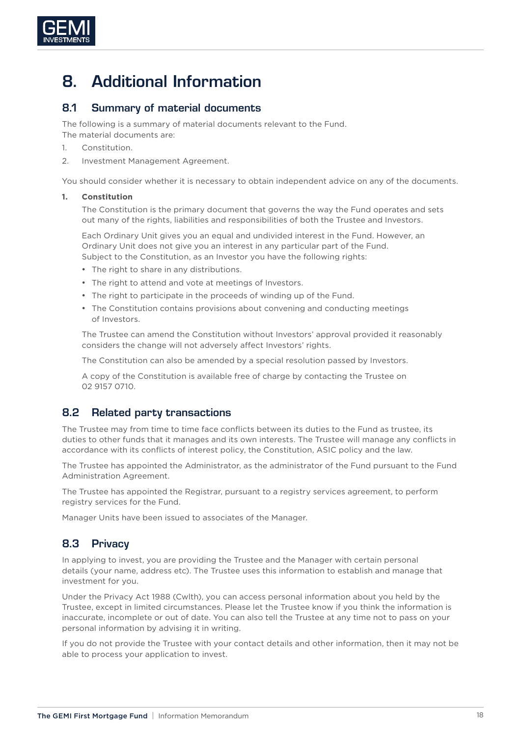# 8. Additional Information

## 8.1 Summary of material documents

The following is a summary of material documents relevant to the Fund.
The material documents are:

1. Constitution.
2. Investment Management Agreement.

You should consider whether it is necessary to obtain independent advice on any of the documents.

**1. Constitution**

The Constitution is the primary document that governs the way the Fund operates and sets out many of the rights, liabilities and responsibilities of both the Trustee and Investors.

Each Ordinary Unit gives you an equal and undivided interest in the Fund. However, an Ordinary Unit does not give you an interest in any particular part of the Fund.
Subject to the Constitution, as an Investor you have the following rights:

- The right to share in any distributions.
- The right to attend and vote at meetings of Investors.
- The right to participate in the proceeds of winding up of the Fund.
- The Constitution contains provisions about convening and conducting meetings of Investors.

The Trustee can amend the Constitution without Investors' approval provided it reasonably considers the change will not adversely affect Investors' rights.

The Constitution can also be amended by a special resolution passed by Investors.

A copy of the Constitution is available free of charge by contacting the Trustee on 02 9157 0710.

## 8.2 Related party transactions

The Trustee may from time to time face conflicts between its duties to the Fund as trustee, its duties to other funds that it manages and its own interests. The Trustee will manage any conflicts in accordance with its conflicts of interest policy, the Constitution, ASIC policy and the law.

The Trustee has appointed the Administrator, as the administrator of the Fund pursuant to the Fund Administration Agreement.

The Trustee has appointed the Registrar, pursuant to a registry services agreement, to perform registry services for the Fund.

Manager Units have been issued to associates of the Manager.

## 8.3 Privacy

In applying to invest, you are providing the Trustee and the Manager with certain personal details (your name, address etc). The Trustee uses this information to establish and manage that investment for you.

Under the Privacy Act 1988 (Cwlth), you can access personal information about you held by the Trustee, except in limited circumstances. Please let the Trustee know if you think the information is inaccurate, incomplete or out of date. You can also tell the Trustee at any time not to pass on your personal information by advising it in writing.

If you do not provide the Trustee with your contact details and other information, then it may not be able to process your application to invest.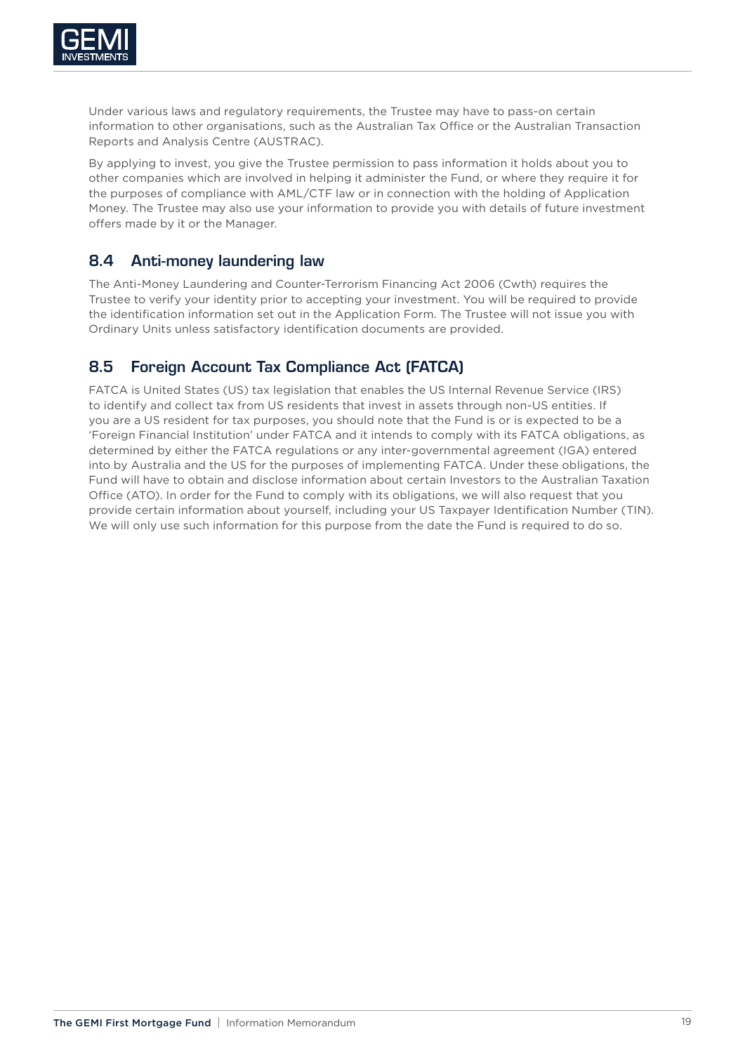Under various laws and regulatory requirements, the Trustee may have to pass-on certain information to other organisations, such as the Australian Tax Office or the Australian Transaction Reports and Analysis Centre (AUSTRAC).

By applying to invest, you give the Trustee permission to pass information it holds about you to other companies which are involved in helping it administer the Fund, or where they require it for the purposes of compliance with AML/CTF law or in connection with the holding of Application Money. The Trustee may also use your information to provide you with details of future investment offers made by it or the Manager.

## 8.4 Anti-money laundering law

The Anti-Money Laundering and Counter-Terrorism Financing Act 2006 (Cwth) requires the Trustee to verify your identity prior to accepting your investment. You will be required to provide the identification information set out in the Application Form. The Trustee will not issue you with Ordinary Units unless satisfactory identification documents are provided.

## 8.5 Foreign Account Tax Compliance Act (FATCA)

FATCA is United States (US) tax legislation that enables the US Internal Revenue Service (IRS) to identify and collect tax from US residents that invest in assets through non-US entities. If you are a US resident for tax purposes, you should note that the Fund is or is expected to be a 'Foreign Financial Institution' under FATCA and it intends to comply with its FATCA obligations, as determined by either the FATCA regulations or any inter-governmental agreement (IGA) entered into by Australia and the US for the purposes of implementing FATCA. Under these obligations, the Fund will have to obtain and disclose information about certain Investors to the Australian Taxation Office (ATO). In order for the Fund to comply with its obligations, we will also request that you provide certain information about yourself, including your US Taxpayer Identification Number (TIN). We will only use such information for this purpose from the date the Fund is required to do so.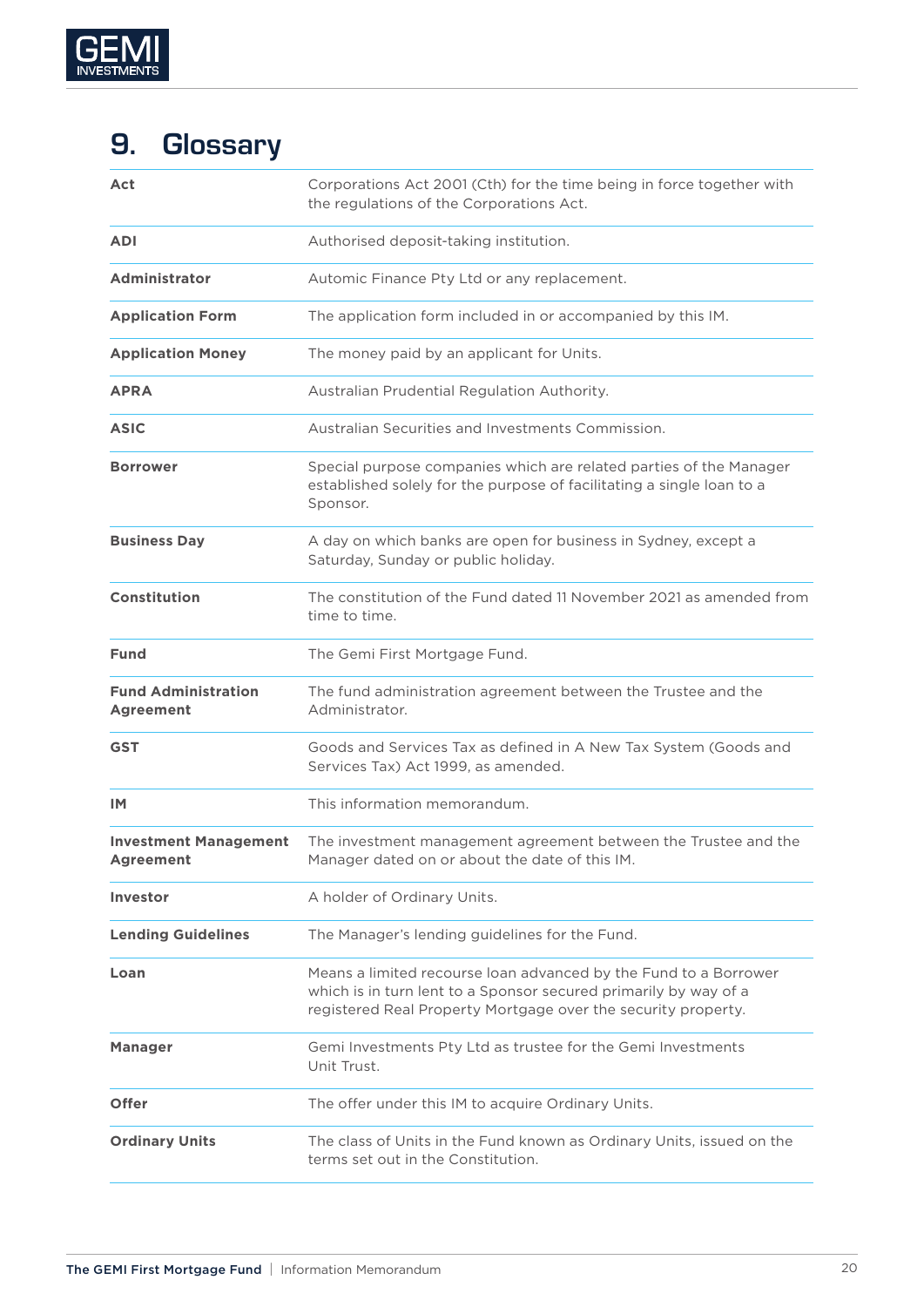# 9. Glossary

| | |
|---|---|
| **Act** | Corporations Act 2001 (Cth) for the time being in force together with the regulations of the Corporations Act. |
| **ADI** | Authorised deposit-taking institution. |
| **Administrator** | Automic Finance Pty Ltd or any replacement. |
| **Application Form** | The application form included in or accompanied by this IM. |
| **Application Money** | The money paid by an applicant for Units. |
| **APRA** | Australian Prudential Regulation Authority. |
| **ASIC** | Australian Securities and Investments Commission. |
| **Borrower** | Special purpose companies which are related parties of the Manager established solely for the purpose of facilitating a single loan to a Sponsor. |
| **Business Day** | A day on which banks are open for business in Sydney, except a Saturday, Sunday or public holiday. |
| **Constitution** | The constitution of the Fund dated 11 November 2021 as amended from time to time. |
| **Fund** | The Gemi First Mortgage Fund. |
| **Fund Administration Agreement** | The fund administration agreement between the Trustee and the Administrator. |
| **GST** | Goods and Services Tax as defined in A New Tax System (Goods and Services Tax) Act 1999, as amended. |
| **IM** | This information memorandum. |
| **Investment Management Agreement** | The investment management agreement between the Trustee and the Manager dated on or about the date of this IM. |
| **Investor** | A holder of Ordinary Units. |
| **Lending Guidelines** | The Manager's lending guidelines for the Fund. |
| **Loan** | Means a limited recourse loan advanced by the Fund to a Borrower which is in turn lent to a Sponsor secured primarily by way of a registered Real Property Mortgage over the security property. |
| **Manager** | Gemi Investments Pty Ltd as trustee for the Gemi Investments Unit Trust. |
| **Offer** | The offer under this IM to acquire Ordinary Units. |
| **Ordinary Units** | The class of Units in the Fund known as Ordinary Units, issued on the terms set out in the Constitution. |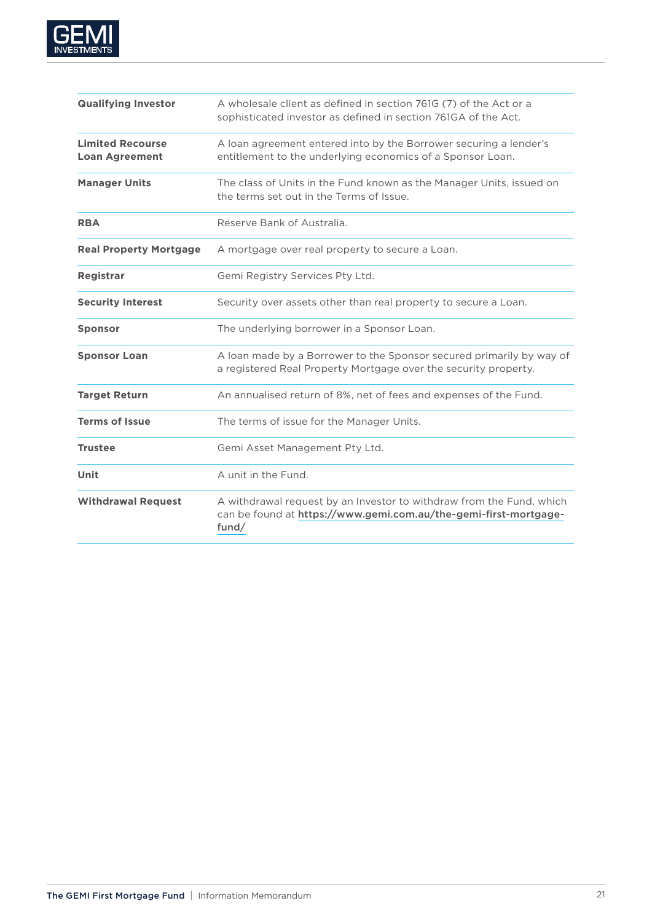| | |
|---|---|
| **Qualifying Investor** | A wholesale client as defined in section 761G (7) of the Act or a sophisticated investor as defined in section 761GA of the Act. |
| **Limited Recourse Loan Agreement** | A loan agreement entered into by the Borrower securing a lender's entitlement to the underlying economics of a Sponsor Loan. |
| **Manager Units** | The class of Units in the Fund known as the Manager Units, issued on the terms set out in the Terms of Issue. |
| **RBA** | Reserve Bank of Australia. |
| **Real Property Mortgage** | A mortgage over real property to secure a Loan. |
| **Registrar** | Gemi Registry Services Pty Ltd. |
| **Security Interest** | Security over assets other than real property to secure a Loan. |
| **Sponsor** | The underlying borrower in a Sponsor Loan. |
| **Sponsor Loan** | A loan made by a Borrower to the Sponsor secured primarily by way of a registered Real Property Mortgage over the security property. |
| **Target Return** | An annualised return of 8%, net of fees and expenses of the Fund. |
| **Terms of Issue** | The terms of issue for the Manager Units. |
| **Trustee** | Gemi Asset Management Pty Ltd. |
| **Unit** | A unit in the Fund. |
| **Withdrawal Request** | A withdrawal request by an Investor to withdraw from the Fund, which can be found at **https://www.gemi.com.au/the-gemi-first-mortgage-fund/** |